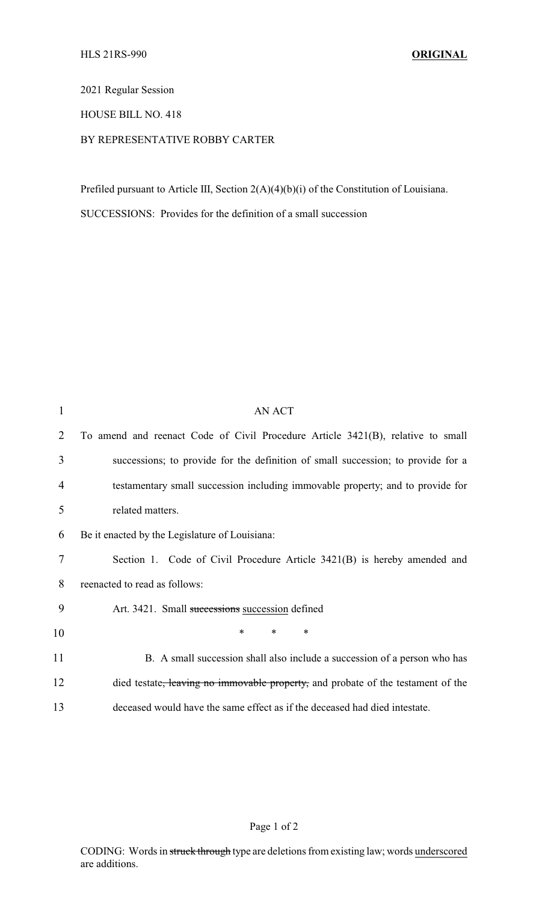2021 Regular Session

HOUSE BILL NO. 418

BY REPRESENTATIVE ROBBY CARTER

Prefiled pursuant to Article III, Section 2(A)(4)(b)(i) of the Constitution of Louisiana.

SUCCESSIONS: Provides for the definition of a small succession

AN ACT

To amend and reenact Code of Civil Procedure Article 3421(B), relative to small successions; to provide for the definition of small succession; to provide for a testamentary small succession including immovable property; and to provide for related matters.

Be it enacted by the Legislature of Louisiana:

Section 1. Code of Civil Procedure Article 3421(B) is hereby amended and reenacted to read as follows:

Art. 3421. Small ~~successions~~ <u>succession</u> defined

\* \* \*

B. A small succession shall also include a succession of a person who has died testate~~, leaving no immovable property,~~ and probate of the testament of the deceased would have the same effect as if the deceased had died intestate.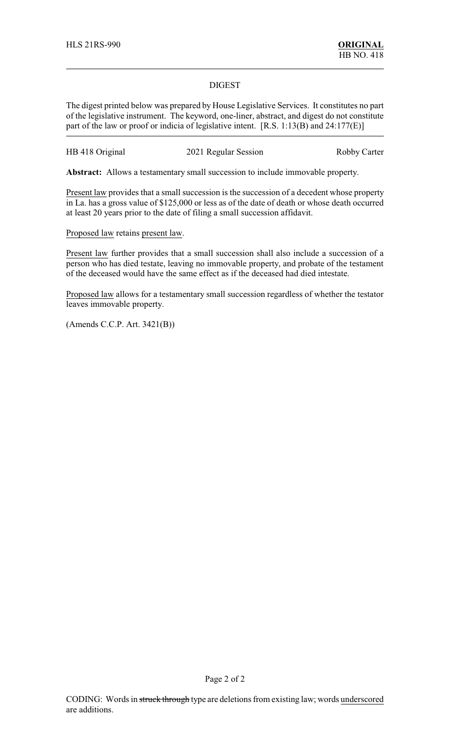HLS 21RS-990 **ORIGINAL**
HB NO. 418

DIGEST

The digest printed below was prepared by House Legislative Services. It constitutes no part of the legislative instrument. The keyword, one-liner, abstract, and digest do not constitute part of the law or proof or indicia of legislative intent. [R.S. 1:13(B) and 24:177(E)]

HB 418 Original 2021 Regular Session Robby Carter

**Abstract:** Allows a testamentary small succession to include immovable property.

Present law provides that a small succession is the succession of a decedent whose property in La. has a gross value of $125,000 or less as of the date of death or whose death occurred at least 20 years prior to the date of filing a small succession affidavit.

Proposed law retains present law.

Present law further provides that a small succession shall also include a succession of a person who has died testate, leaving no immovable property, and probate of the testament of the deceased would have the same effect as if the deceased had died intestate.

Proposed law allows for a testamentary small succession regardless of whether the testator leaves immovable property.

(Amends C.C.P. Art. 3421(B))

CODING: Words in ~~struck through~~ type are deletions from existing law; words underscored are additions.